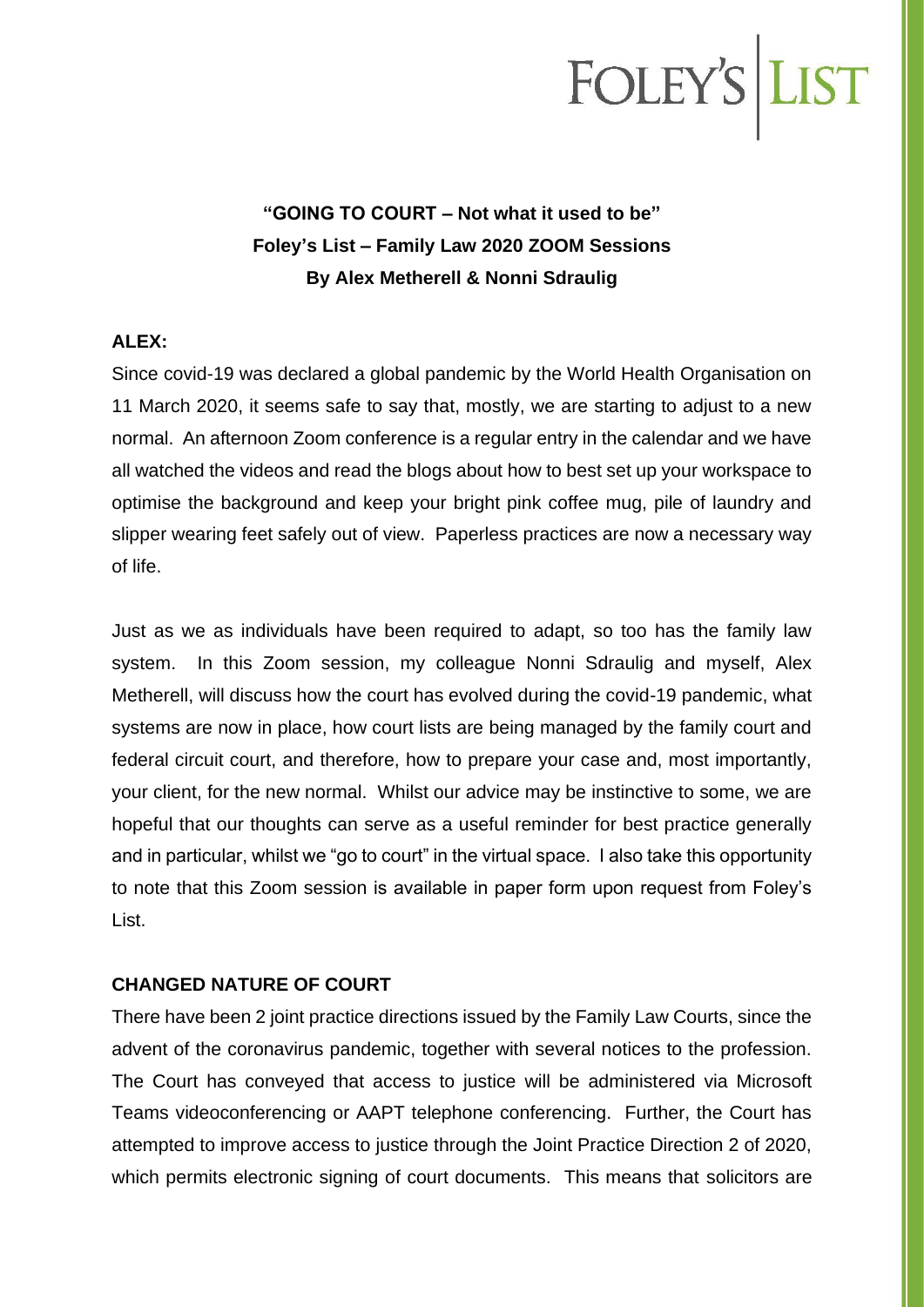FOLEY'S | LIST

**"GOING TO COURT – Not what it used to be"**
**Foley's List – Family Law 2020 ZOOM Sessions**
**By Alex Metherell & Nonni Sdraulig**

**ALEX:**

Since covid-19 was declared a global pandemic by the World Health Organisation on 11 March 2020, it seems safe to say that, mostly, we are starting to adjust to a new normal. An afternoon Zoom conference is a regular entry in the calendar and we have all watched the videos and read the blogs about how to best set up your workspace to optimise the background and keep your bright pink coffee mug, pile of laundry and slipper wearing feet safely out of view. Paperless practices are now a necessary way of life.

Just as we as individuals have been required to adapt, so too has the family law system. In this Zoom session, my colleague Nonni Sdraulig and myself, Alex Metherell, will discuss how the court has evolved during the covid-19 pandemic, what systems are now in place, how court lists are being managed by the family court and federal circuit court, and therefore, how to prepare your case and, most importantly, your client, for the new normal. Whilst our advice may be instinctive to some, we are hopeful that our thoughts can serve as a useful reminder for best practice generally and in particular, whilst we "go to court" in the virtual space. I also take this opportunity to note that this Zoom session is available in paper form upon request from Foley's List.

**CHANGED NATURE OF COURT**

There have been 2 joint practice directions issued by the Family Law Courts, since the advent of the coronavirus pandemic, together with several notices to the profession. The Court has conveyed that access to justice will be administered via Microsoft Teams videoconferencing or AAPT telephone conferencing. Further, the Court has attempted to improve access to justice through the Joint Practice Direction 2 of 2020, which permits electronic signing of court documents. This means that solicitors are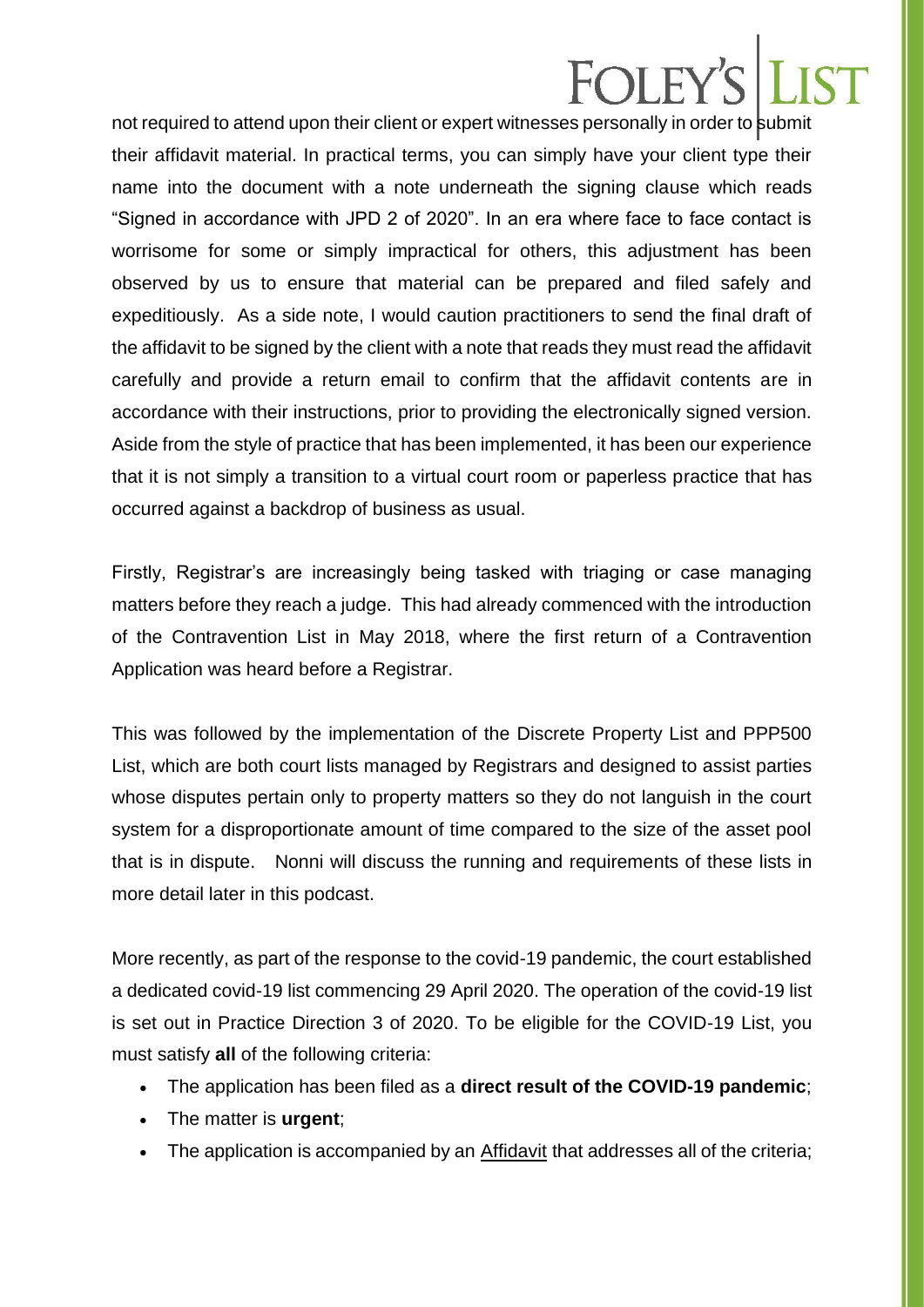not required to attend upon their client or expert witnesses personally in order to submit their affidavit material. In practical terms, you can simply have your client type their name into the document with a note underneath the signing clause which reads "Signed in accordance with JPD 2 of 2020". In an era where face to face contact is worrisome for some or simply impractical for others, this adjustment has been observed by us to ensure that material can be prepared and filed safely and expeditiously. As a side note, I would caution practitioners to send the final draft of the affidavit to be signed by the client with a note that reads they must read the affidavit carefully and provide a return email to confirm that the affidavit contents are in accordance with their instructions, prior to providing the electronically signed version. Aside from the style of practice that has been implemented, it has been our experience that it is not simply a transition to a virtual court room or paperless practice that has occurred against a backdrop of business as usual.

Firstly, Registrar's are increasingly being tasked with triaging or case managing matters before they reach a judge. This had already commenced with the introduction of the Contravention List in May 2018, where the first return of a Contravention Application was heard before a Registrar.

This was followed by the implementation of the Discrete Property List and PPP500 List, which are both court lists managed by Registrars and designed to assist parties whose disputes pertain only to property matters so they do not languish in the court system for a disproportionate amount of time compared to the size of the asset pool that is in dispute. Nonni will discuss the running and requirements of these lists in more detail later in this podcast.

More recently, as part of the response to the covid-19 pandemic, the court established a dedicated covid-19 list commencing 29 April 2020. The operation of the covid-19 list is set out in Practice Direction 3 of 2020. To be eligible for the COVID-19 List, you must satisfy **all** of the following criteria:

- The application has been filed as a **direct result of the COVID-19 pandemic**;
- The matter is **urgent**;
- The application is accompanied by an Affidavit that addresses all of the criteria;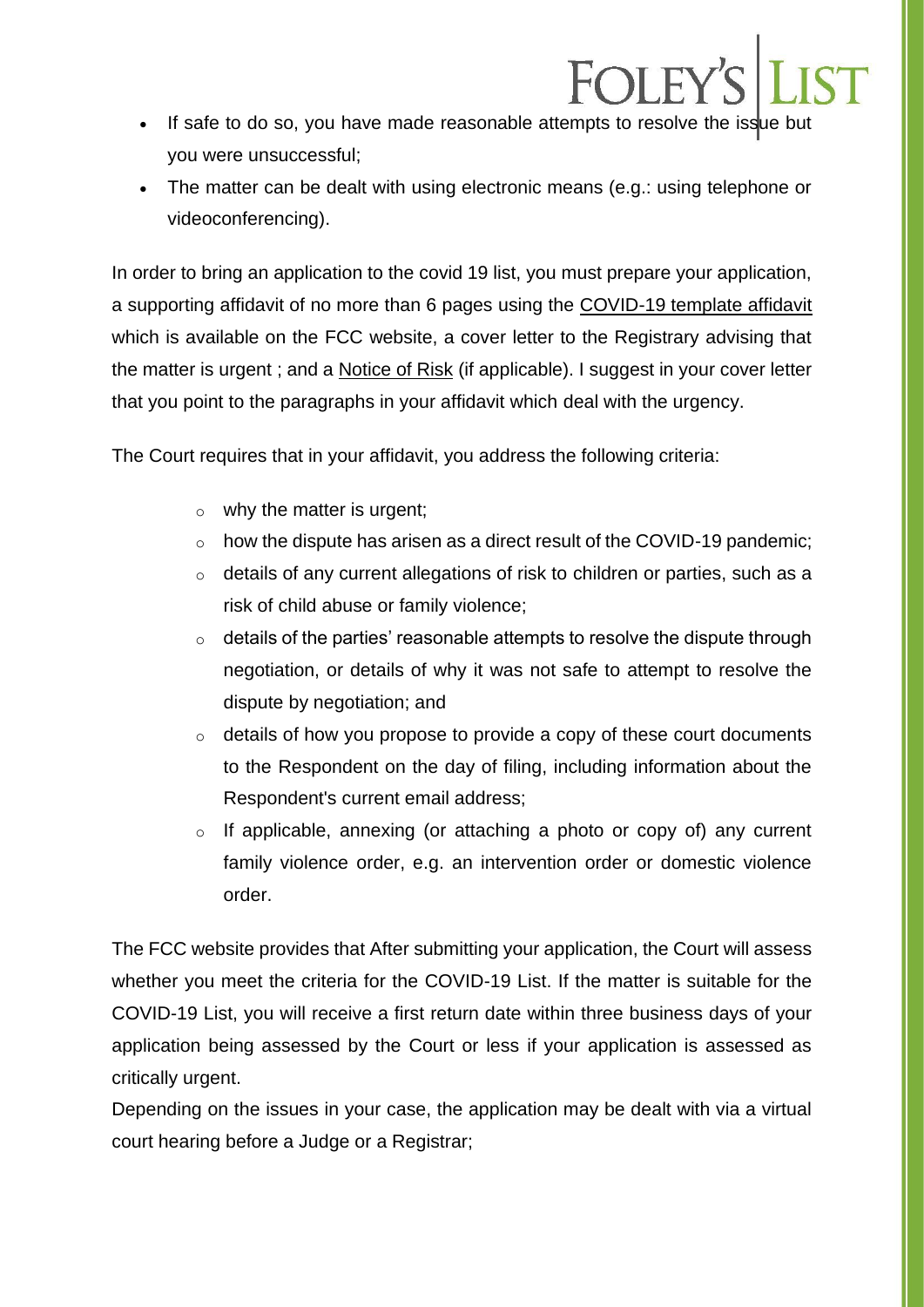- If safe to do so, you have made reasonable attempts to resolve the issue but you were unsuccessful;
- The matter can be dealt with using electronic means (e.g.: using telephone or videoconferencing).

In order to bring an application to the covid 19 list, you must prepare your application, a supporting affidavit of no more than 6 pages using the COVID-19 template affidavit which is available on the FCC website, a cover letter to the Registrary advising that the matter is urgent ; and a Notice of Risk (if applicable). I suggest in your cover letter that you point to the paragraphs in your affidavit which deal with the urgency.

The Court requires that in your affidavit, you address the following criteria:

- why the matter is urgent;
- how the dispute has arisen as a direct result of the COVID-19 pandemic;
- details of any current allegations of risk to children or parties, such as a risk of child abuse or family violence;
- details of the parties' reasonable attempts to resolve the dispute through negotiation, or details of why it was not safe to attempt to resolve the dispute by negotiation; and
- details of how you propose to provide a copy of these court documents to the Respondent on the day of filing, including information about the Respondent's current email address;
- If applicable, annexing (or attaching a photo or copy of) any current family violence order, e.g. an intervention order or domestic violence order.

The FCC website provides that After submitting your application, the Court will assess whether you meet the criteria for the COVID-19 List. If the matter is suitable for the COVID-19 List, you will receive a first return date within three business days of your application being assessed by the Court or less if your application is assessed as critically urgent.

Depending on the issues in your case, the application may be dealt with via a virtual court hearing before a Judge or a Registrar;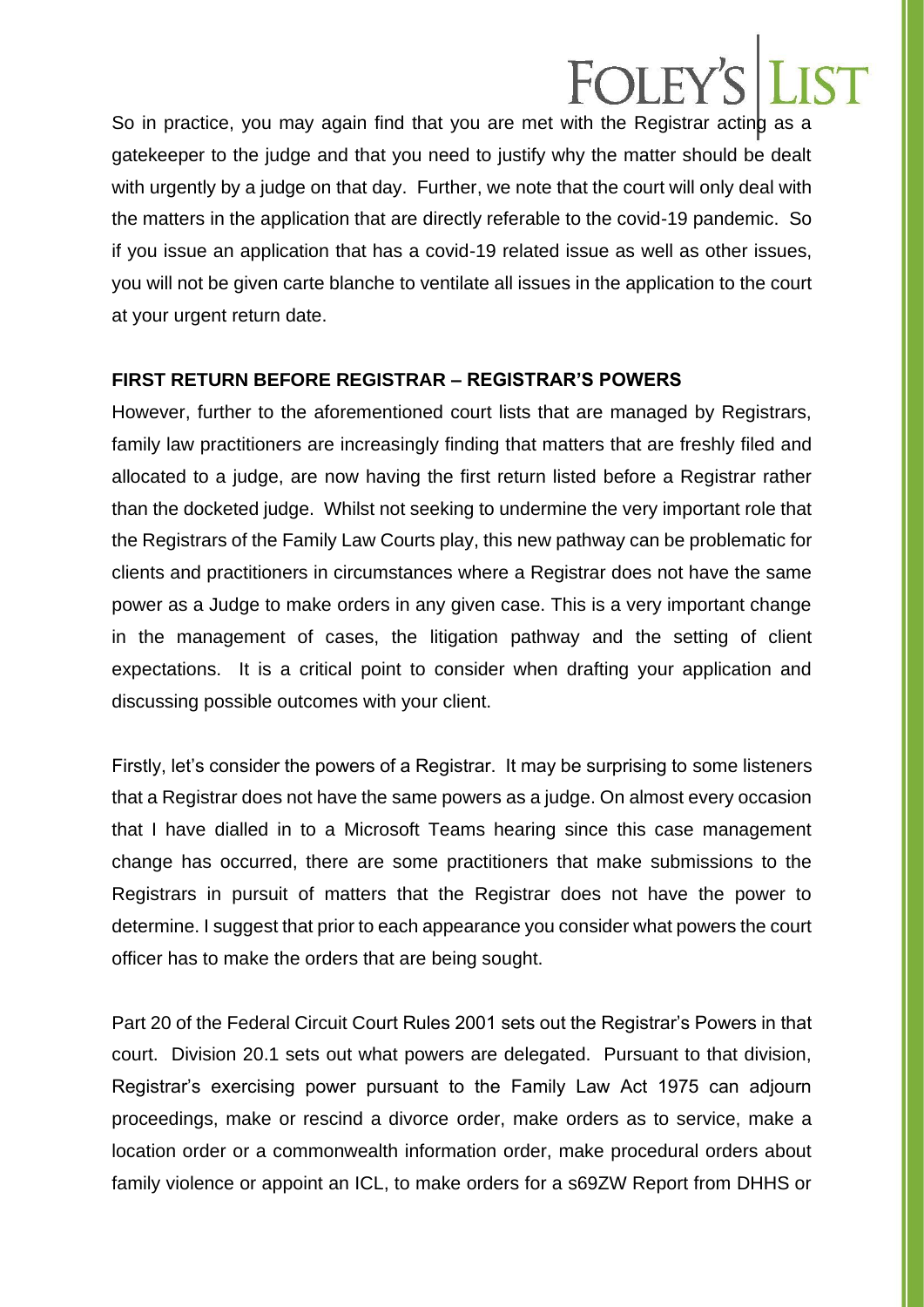So in practice, you may again find that you are met with the Registrar acting as a gatekeeper to the judge and that you need to justify why the matter should be dealt with urgently by a judge on that day. Further, we note that the court will only deal with the matters in the application that are directly referable to the covid-19 pandemic. So if you issue an application that has a covid-19 related issue as well as other issues, you will not be given carte blanche to ventilate all issues in the application to the court at your urgent return date.

## FIRST RETURN BEFORE REGISTRAR – REGISTRAR'S POWERS

However, further to the aforementioned court lists that are managed by Registrars, family law practitioners are increasingly finding that matters that are freshly filed and allocated to a judge, are now having the first return listed before a Registrar rather than the docketed judge. Whilst not seeking to undermine the very important role that the Registrars of the Family Law Courts play, this new pathway can be problematic for clients and practitioners in circumstances where a Registrar does not have the same power as a Judge to make orders in any given case. This is a very important change in the management of cases, the litigation pathway and the setting of client expectations. It is a critical point to consider when drafting your application and discussing possible outcomes with your client.

Firstly, let's consider the powers of a Registrar. It may be surprising to some listeners that a Registrar does not have the same powers as a judge. On almost every occasion that I have dialled in to a Microsoft Teams hearing since this case management change has occurred, there are some practitioners that make submissions to the Registrars in pursuit of matters that the Registrar does not have the power to determine. I suggest that prior to each appearance you consider what powers the court officer has to make the orders that are being sought.

Part 20 of the Federal Circuit Court Rules 2001 sets out the Registrar's Powers in that court. Division 20.1 sets out what powers are delegated. Pursuant to that division, Registrar's exercising power pursuant to the Family Law Act 1975 can adjourn proceedings, make or rescind a divorce order, make orders as to service, make a location order or a commonwealth information order, make procedural orders about family violence or appoint an ICL, to make orders for a s69ZW Report from DHHS or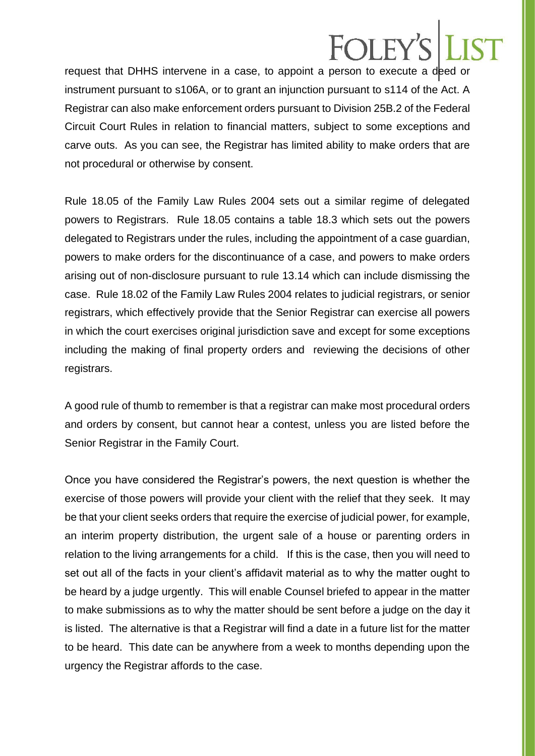request that DHHS intervene in a case, to appoint a person to execute a deed or instrument pursuant to s106A, or to grant an injunction pursuant to s114 of the Act. A Registrar can also make enforcement orders pursuant to Division 25B.2 of the Federal Circuit Court Rules in relation to financial matters, subject to some exceptions and carve outs. As you can see, the Registrar has limited ability to make orders that are not procedural or otherwise by consent.

Rule 18.05 of the Family Law Rules 2004 sets out a similar regime of delegated powers to Registrars. Rule 18.05 contains a table 18.3 which sets out the powers delegated to Registrars under the rules, including the appointment of a case guardian, powers to make orders for the discontinuance of a case, and powers to make orders arising out of non-disclosure pursuant to rule 13.14 which can include dismissing the case. Rule 18.02 of the Family Law Rules 2004 relates to judicial registrars, or senior registrars, which effectively provide that the Senior Registrar can exercise all powers in which the court exercises original jurisdiction save and except for some exceptions including the making of final property orders and reviewing the decisions of other registrars.

A good rule of thumb to remember is that a registrar can make most procedural orders and orders by consent, but cannot hear a contest, unless you are listed before the Senior Registrar in the Family Court.

Once you have considered the Registrar's powers, the next question is whether the exercise of those powers will provide your client with the relief that they seek. It may be that your client seeks orders that require the exercise of judicial power, for example, an interim property distribution, the urgent sale of a house or parenting orders in relation to the living arrangements for a child. If this is the case, then you will need to set out all of the facts in your client's affidavit material as to why the matter ought to be heard by a judge urgently. This will enable Counsel briefed to appear in the matter to make submissions as to why the matter should be sent before a judge on the day it is listed. The alternative is that a Registrar will find a date in a future list for the matter to be heard. This date can be anywhere from a week to months depending upon the urgency the Registrar affords to the case.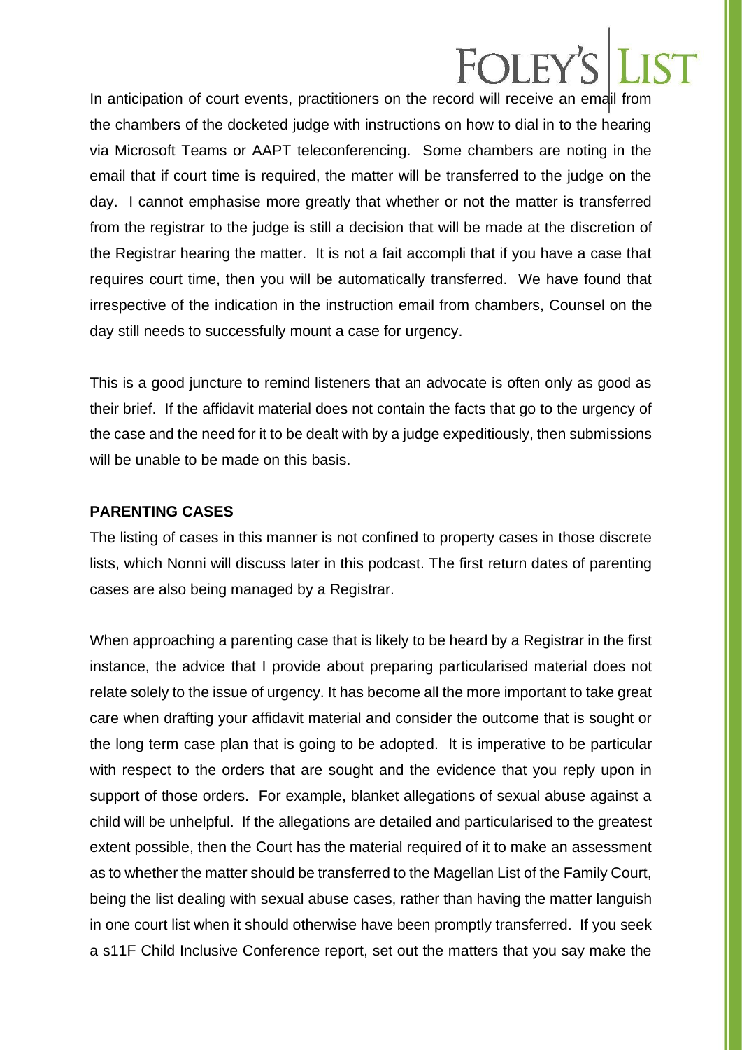In anticipation of court events, practitioners on the record will receive an email from the chambers of the docketed judge with instructions on how to dial in to the hearing via Microsoft Teams or AAPT teleconferencing. Some chambers are noting in the email that if court time is required, the matter will be transferred to the judge on the day. I cannot emphasise more greatly that whether or not the matter is transferred from the registrar to the judge is still a decision that will be made at the discretion of the Registrar hearing the matter. It is not a fait accompli that if you have a case that requires court time, then you will be automatically transferred. We have found that irrespective of the indication in the instruction email from chambers, Counsel on the day still needs to successfully mount a case for urgency.

This is a good juncture to remind listeners that an advocate is often only as good as their brief. If the affidavit material does not contain the facts that go to the urgency of the case and the need for it to be dealt with by a judge expeditiously, then submissions will be unable to be made on this basis.

**PARENTING CASES**

The listing of cases in this manner is not confined to property cases in those discrete lists, which Nonni will discuss later in this podcast. The first return dates of parenting cases are also being managed by a Registrar.

When approaching a parenting case that is likely to be heard by a Registrar in the first instance, the advice that I provide about preparing particularised material does not relate solely to the issue of urgency. It has become all the more important to take great care when drafting your affidavit material and consider the outcome that is sought or the long term case plan that is going to be adopted. It is imperative to be particular with respect to the orders that are sought and the evidence that you reply upon in support of those orders. For example, blanket allegations of sexual abuse against a child will be unhelpful. If the allegations are detailed and particularised to the greatest extent possible, then the Court has the material required of it to make an assessment as to whether the matter should be transferred to the Magellan List of the Family Court, being the list dealing with sexual abuse cases, rather than having the matter languish in one court list when it should otherwise have been promptly transferred. If you seek a s11F Child Inclusive Conference report, set out the matters that you say make the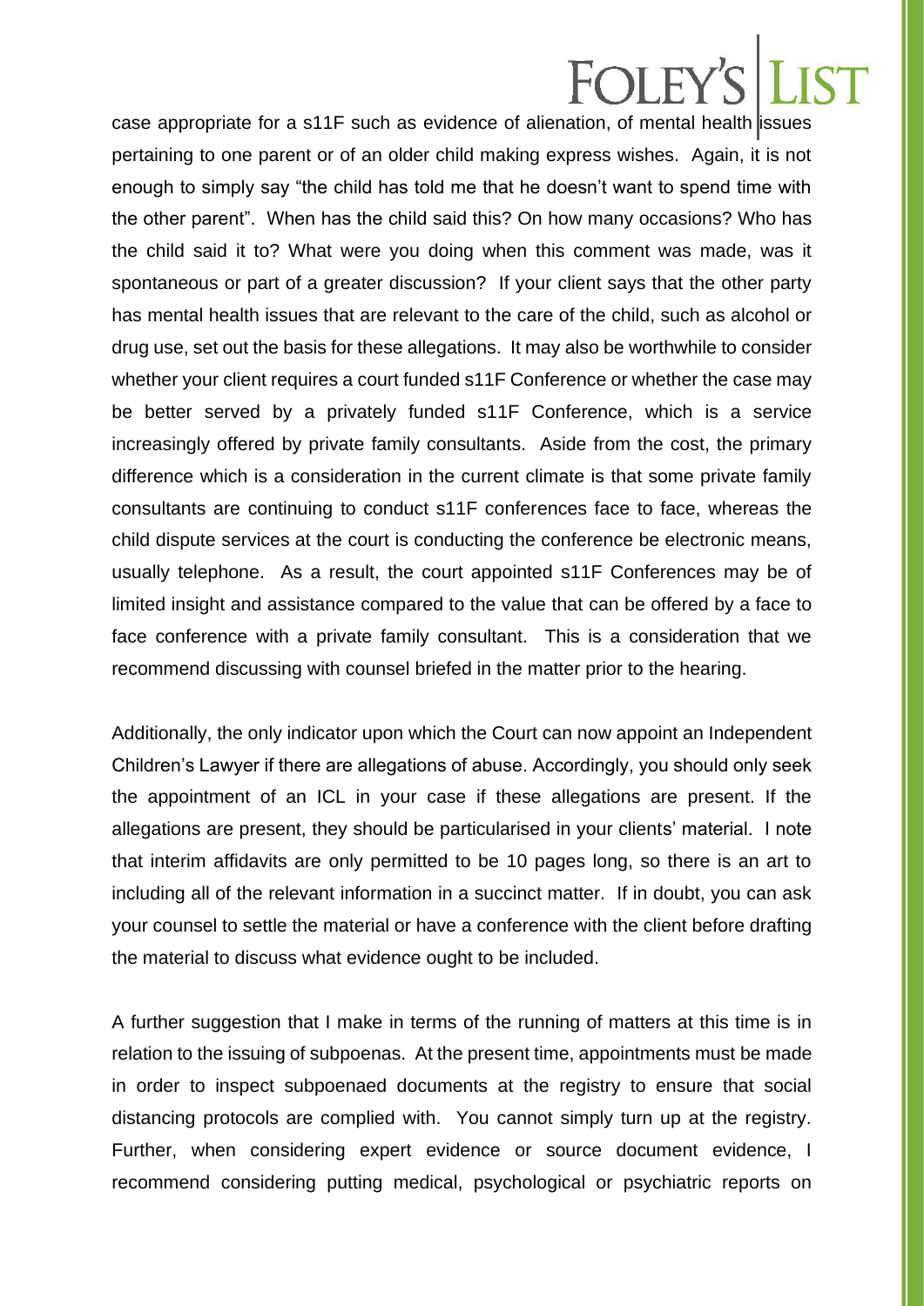case appropriate for a s11F such as evidence of alienation, of mental health issues pertaining to one parent or of an older child making express wishes. Again, it is not enough to simply say "the child has told me that he doesn't want to spend time with the other parent". When has the child said this? On how many occasions? Who has the child said it to? What were you doing when this comment was made, was it spontaneous or part of a greater discussion? If your client says that the other party has mental health issues that are relevant to the care of the child, such as alcohol or drug use, set out the basis for these allegations. It may also be worthwhile to consider whether your client requires a court funded s11F Conference or whether the case may be better served by a privately funded s11F Conference, which is a service increasingly offered by private family consultants. Aside from the cost, the primary difference which is a consideration in the current climate is that some private family consultants are continuing to conduct s11F conferences face to face, whereas the child dispute services at the court is conducting the conference be electronic means, usually telephone. As a result, the court appointed s11F Conferences may be of limited insight and assistance compared to the value that can be offered by a face to face conference with a private family consultant. This is a consideration that we recommend discussing with counsel briefed in the matter prior to the hearing.

Additionally, the only indicator upon which the Court can now appoint an Independent Children's Lawyer if there are allegations of abuse. Accordingly, you should only seek the appointment of an ICL in your case if these allegations are present. If the allegations are present, they should be particularised in your clients' material. I note that interim affidavits are only permitted to be 10 pages long, so there is an art to including all of the relevant information in a succinct matter. If in doubt, you can ask your counsel to settle the material or have a conference with the client before drafting the material to discuss what evidence ought to be included.

A further suggestion that I make in terms of the running of matters at this time is in relation to the issuing of subpoenas. At the present time, appointments must be made in order to inspect subpoenaed documents at the registry to ensure that social distancing protocols are complied with. You cannot simply turn up at the registry. Further, when considering expert evidence or source document evidence, I recommend considering putting medical, psychological or psychiatric reports on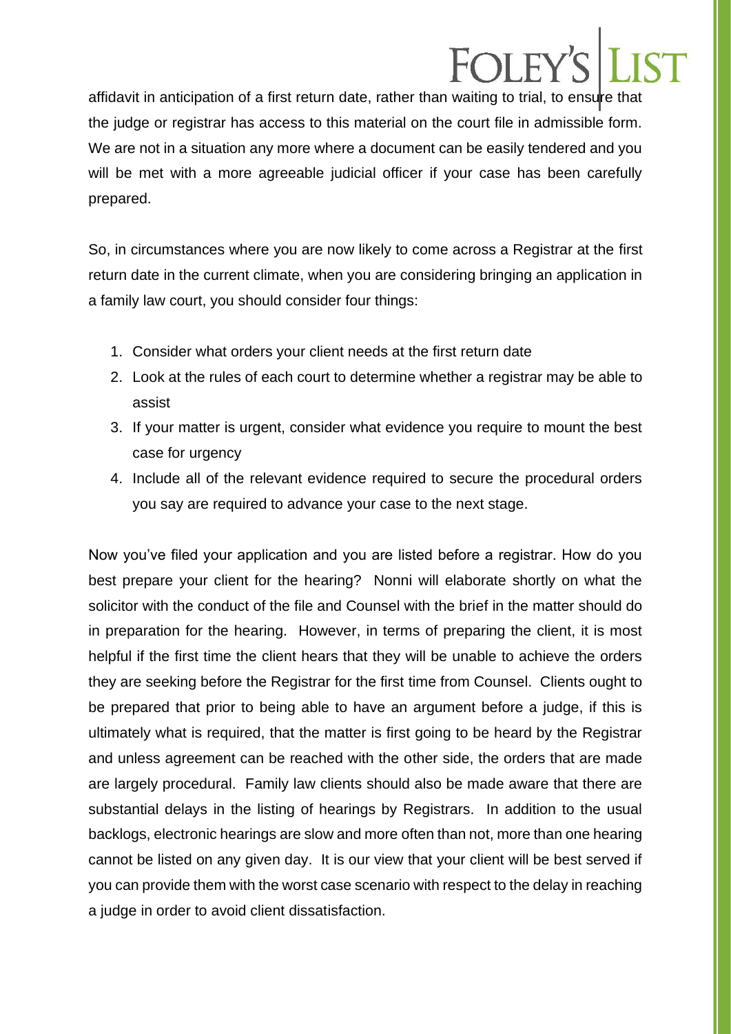affidavit in anticipation of a first return date, rather than waiting to trial, to ensure that the judge or registrar has access to this material on the court file in admissible form. We are not in a situation any more where a document can be easily tendered and you will be met with a more agreeable judicial officer if your case has been carefully prepared.

So, in circumstances where you are now likely to come across a Registrar at the first return date in the current climate, when you are considering bringing an application in a family law court, you should consider four things:

1. Consider what orders your client needs at the first return date
2. Look at the rules of each court to determine whether a registrar may be able to assist
3. If your matter is urgent, consider what evidence you require to mount the best case for urgency
4. Include all of the relevant evidence required to secure the procedural orders you say are required to advance your case to the next stage.

Now you've filed your application and you are listed before a registrar. How do you best prepare your client for the hearing? Nonni will elaborate shortly on what the solicitor with the conduct of the file and Counsel with the brief in the matter should do in preparation for the hearing. However, in terms of preparing the client, it is most helpful if the first time the client hears that they will be unable to achieve the orders they are seeking before the Registrar for the first time from Counsel. Clients ought to be prepared that prior to being able to have an argument before a judge, if this is ultimately what is required, that the matter is first going to be heard by the Registrar and unless agreement can be reached with the other side, the orders that are made are largely procedural. Family law clients should also be made aware that there are substantial delays in the listing of hearings by Registrars. In addition to the usual backlogs, electronic hearings are slow and more often than not, more than one hearing cannot be listed on any given day. It is our view that your client will be best served if you can provide them with the worst case scenario with respect to the delay in reaching a judge in order to avoid client dissatisfaction.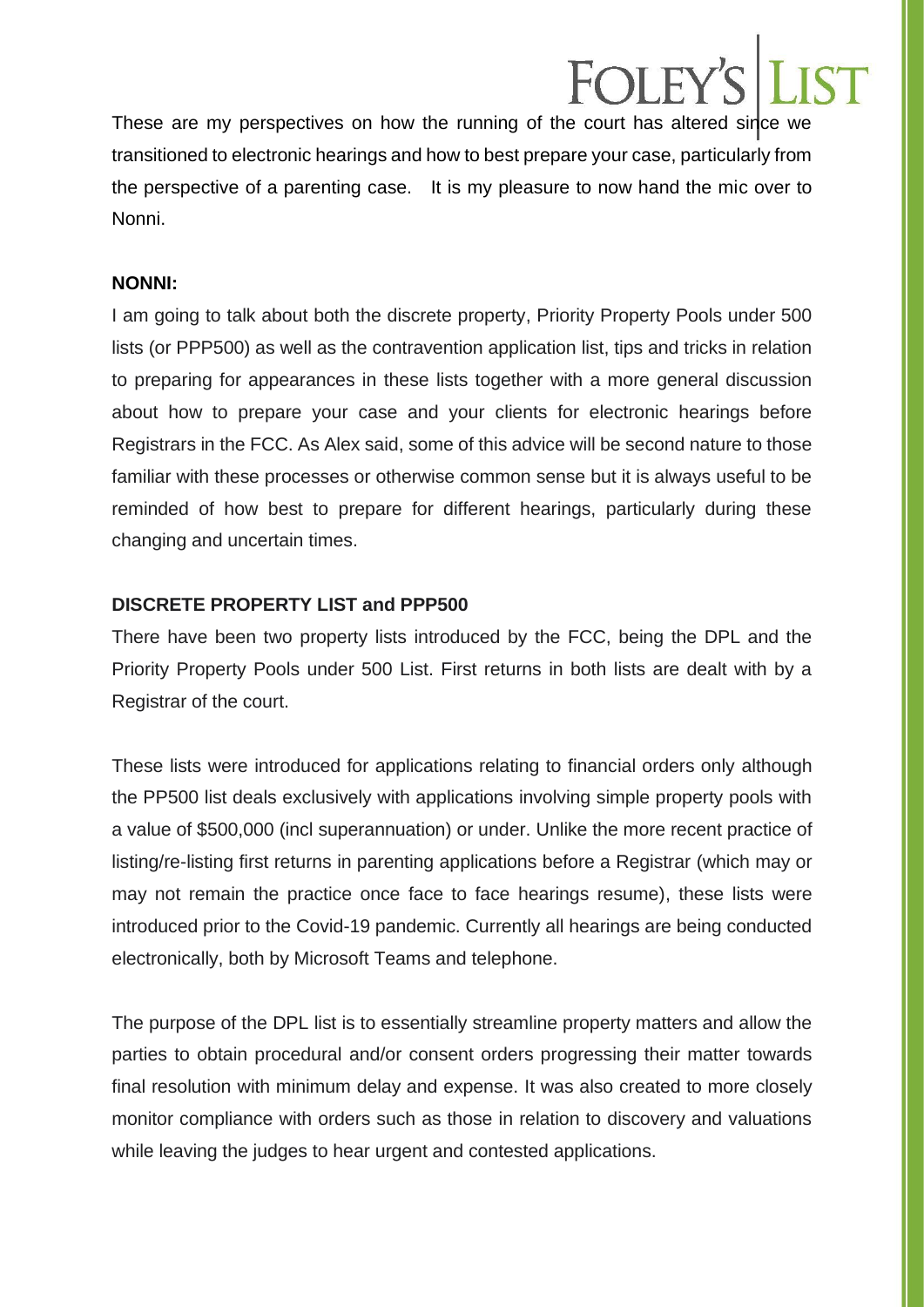These are my perspectives on how the running of the court has altered since we transitioned to electronic hearings and how to best prepare your case, particularly from the perspective of a parenting case. It is my pleasure to now hand the mic over to Nonni.

**NONNI:**

I am going to talk about both the discrete property, Priority Property Pools under 500 lists (or PPP500) as well as the contravention application list, tips and tricks in relation to preparing for appearances in these lists together with a more general discussion about how to prepare your case and your clients for electronic hearings before Registrars in the FCC. As Alex said, some of this advice will be second nature to those familiar with these processes or otherwise common sense but it is always useful to be reminded of how best to prepare for different hearings, particularly during these changing and uncertain times.

**DISCRETE PROPERTY LIST and PPP500**

There have been two property lists introduced by the FCC, being the DPL and the Priority Property Pools under 500 List. First returns in both lists are dealt with by a Registrar of the court.

These lists were introduced for applications relating to financial orders only although the PP500 list deals exclusively with applications involving simple property pools with a value of $500,000 (incl superannuation) or under. Unlike the more recent practice of listing/re-listing first returns in parenting applications before a Registrar (which may or may not remain the practice once face to face hearings resume), these lists were introduced prior to the Covid-19 pandemic. Currently all hearings are being conducted electronically, both by Microsoft Teams and telephone.

The purpose of the DPL list is to essentially streamline property matters and allow the parties to obtain procedural and/or consent orders progressing their matter towards final resolution with minimum delay and expense. It was also created to more closely monitor compliance with orders such as those in relation to discovery and valuations while leaving the judges to hear urgent and contested applications.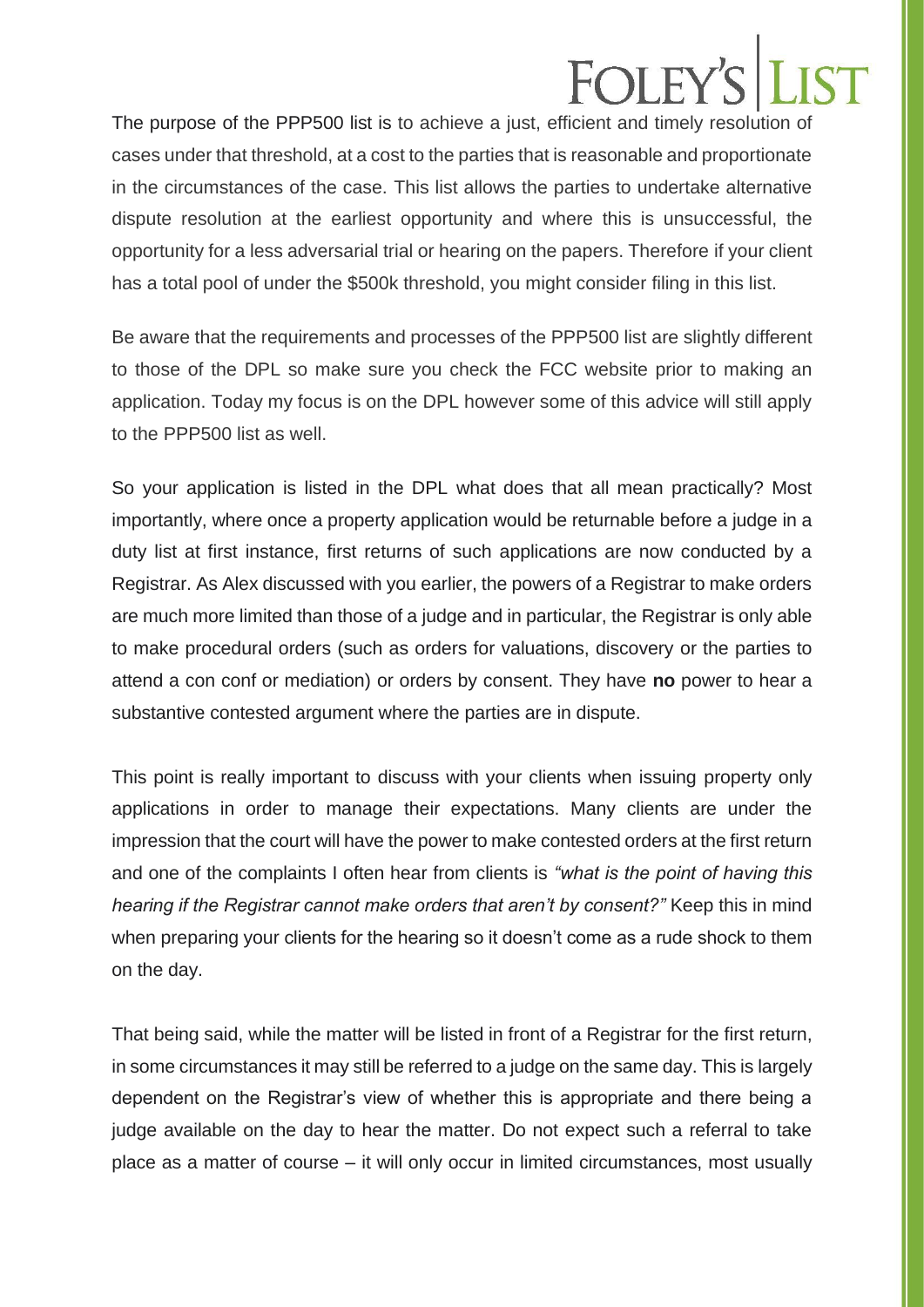The purpose of the PPP500 list is to achieve a just, efficient and timely resolution of cases under that threshold, at a cost to the parties that is reasonable and proportionate in the circumstances of the case. This list allows the parties to undertake alternative dispute resolution at the earliest opportunity and where this is unsuccessful, the opportunity for a less adversarial trial or hearing on the papers. Therefore if your client has a total pool of under the $500k threshold, you might consider filing in this list.

Be aware that the requirements and processes of the PPP500 list are slightly different to those of the DPL so make sure you check the FCC website prior to making an application. Today my focus is on the DPL however some of this advice will still apply to the PPP500 list as well.

So your application is listed in the DPL what does that all mean practically? Most importantly, where once a property application would be returnable before a judge in a duty list at first instance, first returns of such applications are now conducted by a Registrar. As Alex discussed with you earlier, the powers of a Registrar to make orders are much more limited than those of a judge and in particular, the Registrar is only able to make procedural orders (such as orders for valuations, discovery or the parties to attend a con conf or mediation) or orders by consent. They have **no** power to hear a substantive contested argument where the parties are in dispute.

This point is really important to discuss with your clients when issuing property only applications in order to manage their expectations. Many clients are under the impression that the court will have the power to make contested orders at the first return and one of the complaints I often hear from clients is *"what is the point of having this hearing if the Registrar cannot make orders that aren't by consent?"* Keep this in mind when preparing your clients for the hearing so it doesn't come as a rude shock to them on the day.

That being said, while the matter will be listed in front of a Registrar for the first return, in some circumstances it may still be referred to a judge on the same day. This is largely dependent on the Registrar's view of whether this is appropriate and there being a judge available on the day to hear the matter. Do not expect such a referral to take place as a matter of course – it will only occur in limited circumstances, most usually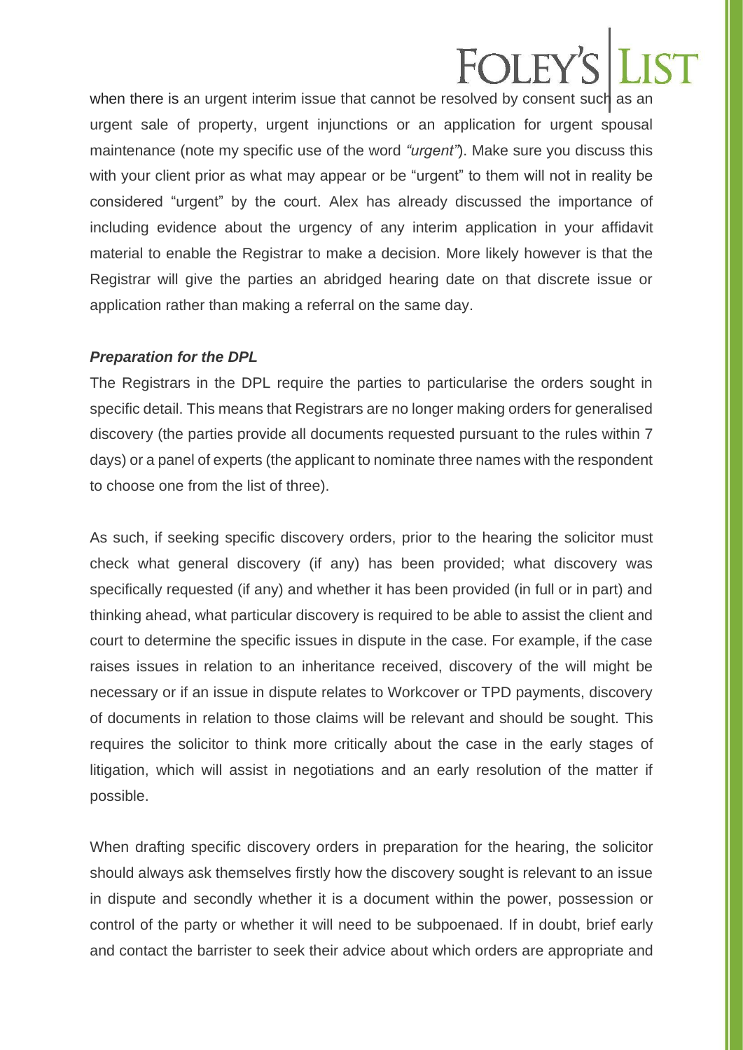when there is an urgent interim issue that cannot be resolved by consent such as an urgent sale of property, urgent injunctions or an application for urgent spousal maintenance (note my specific use of the word *"urgent"*). Make sure you discuss this with your client prior as what may appear or be "urgent" to them will not in reality be considered "urgent" by the court. Alex has already discussed the importance of including evidence about the urgency of any interim application in your affidavit material to enable the Registrar to make a decision. More likely however is that the Registrar will give the parties an abridged hearing date on that discrete issue or application rather than making a referral on the same day.

***Preparation for the DPL***

The Registrars in the DPL require the parties to particularise the orders sought in specific detail. This means that Registrars are no longer making orders for generalised discovery (the parties provide all documents requested pursuant to the rules within 7 days) or a panel of experts (the applicant to nominate three names with the respondent to choose one from the list of three).

As such, if seeking specific discovery orders, prior to the hearing the solicitor must check what general discovery (if any) has been provided; what discovery was specifically requested (if any) and whether it has been provided (in full or in part) and thinking ahead, what particular discovery is required to be able to assist the client and court to determine the specific issues in dispute in the case. For example, if the case raises issues in relation to an inheritance received, discovery of the will might be necessary or if an issue in dispute relates to Workcover or TPD payments, discovery of documents in relation to those claims will be relevant and should be sought. This requires the solicitor to think more critically about the case in the early stages of litigation, which will assist in negotiations and an early resolution of the matter if possible.

When drafting specific discovery orders in preparation for the hearing, the solicitor should always ask themselves firstly how the discovery sought is relevant to an issue in dispute and secondly whether it is a document within the power, possession or control of the party or whether it will need to be subpoenaed. If in doubt, brief early and contact the barrister to seek their advice about which orders are appropriate and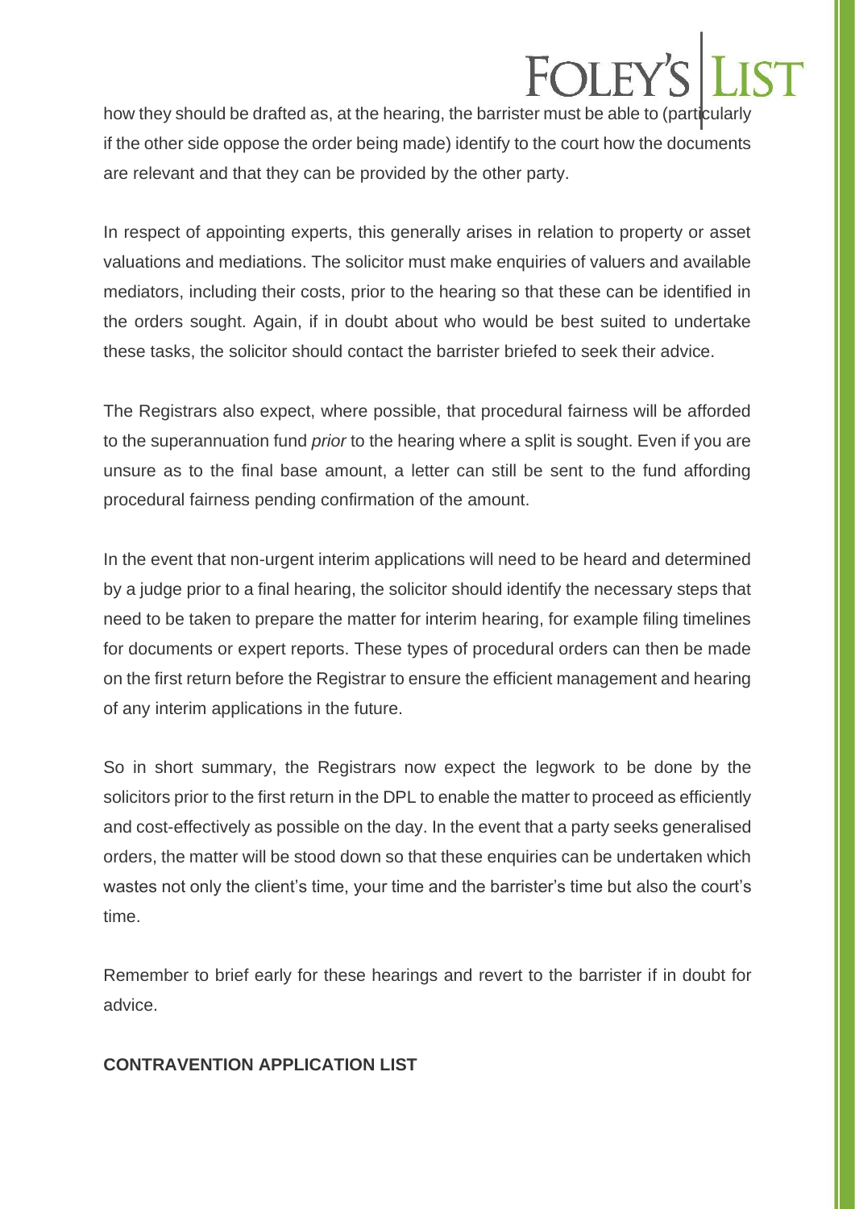how they should be drafted as, at the hearing, the barrister must be able to (particularly if the other side oppose the order being made) identify to the court how the documents are relevant and that they can be provided by the other party.

In respect of appointing experts, this generally arises in relation to property or asset valuations and mediations. The solicitor must make enquiries of valuers and available mediators, including their costs, prior to the hearing so that these can be identified in the orders sought. Again, if in doubt about who would be best suited to undertake these tasks, the solicitor should contact the barrister briefed to seek their advice.

The Registrars also expect, where possible, that procedural fairness will be afforded to the superannuation fund *prior* to the hearing where a split is sought. Even if you are unsure as to the final base amount, a letter can still be sent to the fund affording procedural fairness pending confirmation of the amount.

In the event that non-urgent interim applications will need to be heard and determined by a judge prior to a final hearing, the solicitor should identify the necessary steps that need to be taken to prepare the matter for interim hearing, for example filing timelines for documents or expert reports. These types of procedural orders can then be made on the first return before the Registrar to ensure the efficient management and hearing of any interim applications in the future.

So in short summary, the Registrars now expect the legwork to be done by the solicitors prior to the first return in the DPL to enable the matter to proceed as efficiently and cost-effectively as possible on the day. In the event that a party seeks generalised orders, the matter will be stood down so that these enquiries can be undertaken which wastes not only the client's time, your time and the barrister's time but also the court's time.

Remember to brief early for these hearings and revert to the barrister if in doubt for advice.

**CONTRAVENTION APPLICATION LIST**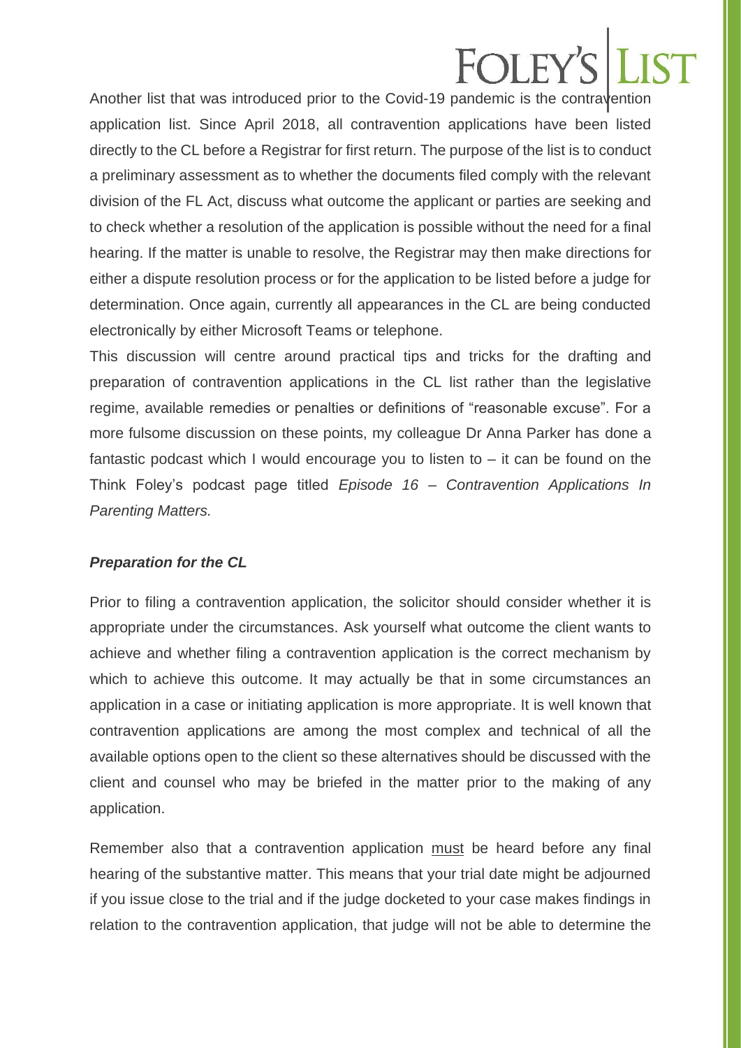Another list that was introduced prior to the Covid-19 pandemic is the contravention application list. Since April 2018, all contravention applications have been listed directly to the CL before a Registrar for first return. The purpose of the list is to conduct a preliminary assessment as to whether the documents filed comply with the relevant division of the FL Act, discuss what outcome the applicant or parties are seeking and to check whether a resolution of the application is possible without the need for a final hearing. If the matter is unable to resolve, the Registrar may then make directions for either a dispute resolution process or for the application to be listed before a judge for determination. Once again, currently all appearances in the CL are being conducted electronically by either Microsoft Teams or telephone.

This discussion will centre around practical tips and tricks for the drafting and preparation of contravention applications in the CL list rather than the legislative regime, available remedies or penalties or definitions of "reasonable excuse". For a more fulsome discussion on these points, my colleague Dr Anna Parker has done a fantastic podcast which I would encourage you to listen to – it can be found on the Think Foley's podcast page titled *Episode 16 – Contravention Applications In Parenting Matters.*

### ***Preparation for the CL***

Prior to filing a contravention application, the solicitor should consider whether it is appropriate under the circumstances. Ask yourself what outcome the client wants to achieve and whether filing a contravention application is the correct mechanism by which to achieve this outcome. It may actually be that in some circumstances an application in a case or initiating application is more appropriate. It is well known that contravention applications are among the most complex and technical of all the available options open to the client so these alternatives should be discussed with the client and counsel who may be briefed in the matter prior to the making of any application.

Remember also that a contravention application <u>must</u> be heard before any final hearing of the substantive matter. This means that your trial date might be adjourned if you issue close to the trial and if the judge docketed to your case makes findings in relation to the contravention application, that judge will not be able to determine the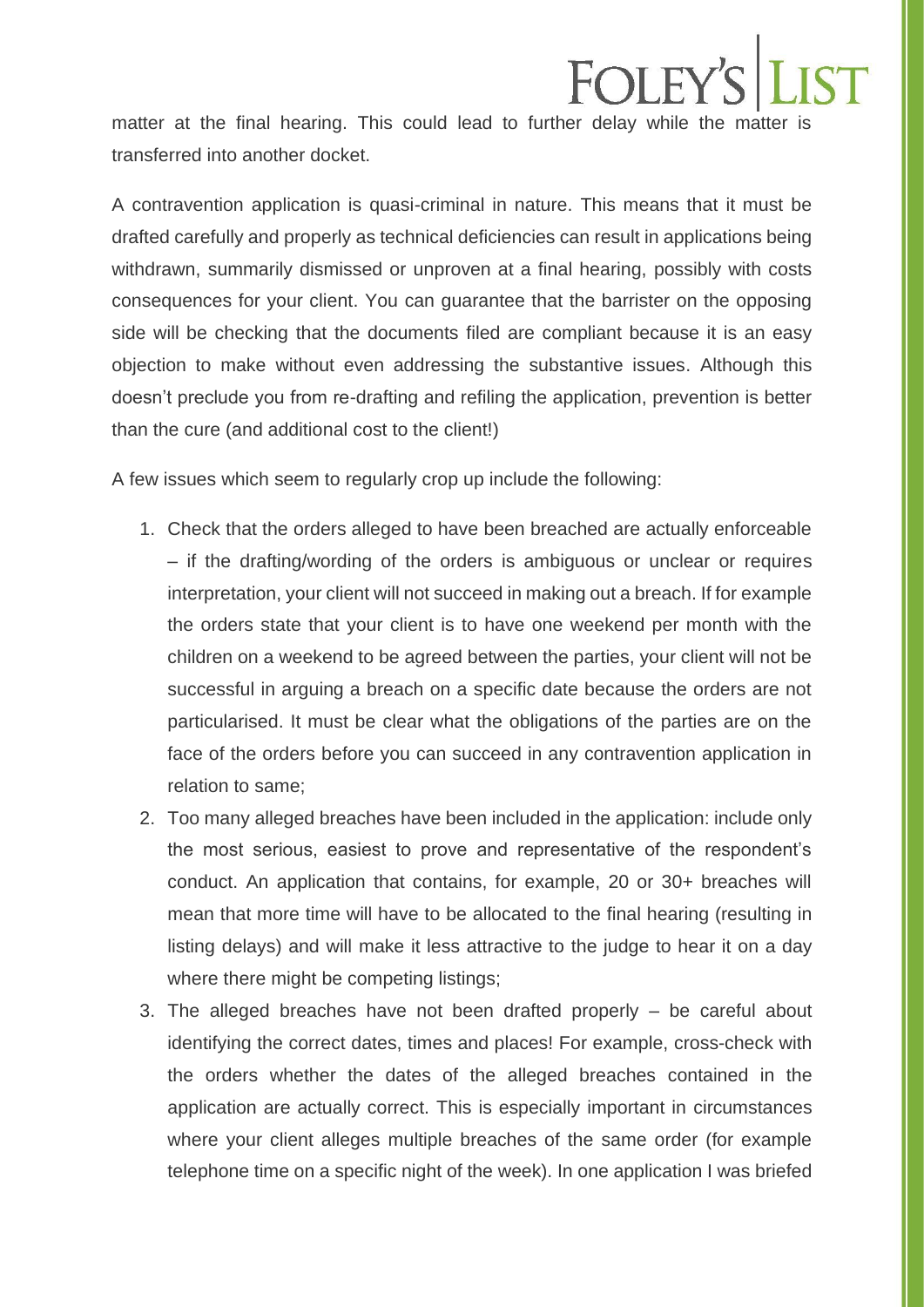matter at the final hearing. This could lead to further delay while the matter is transferred into another docket.

A contravention application is quasi-criminal in nature. This means that it must be drafted carefully and properly as technical deficiencies can result in applications being withdrawn, summarily dismissed or unproven at a final hearing, possibly with costs consequences for your client. You can guarantee that the barrister on the opposing side will be checking that the documents filed are compliant because it is an easy objection to make without even addressing the substantive issues. Although this doesn't preclude you from re-drafting and refiling the application, prevention is better than the cure (and additional cost to the client!)

A few issues which seem to regularly crop up include the following:

1. Check that the orders alleged to have been breached are actually enforceable – if the drafting/wording of the orders is ambiguous or unclear or requires interpretation, your client will not succeed in making out a breach. If for example the orders state that your client is to have one weekend per month with the children on a weekend to be agreed between the parties, your client will not be successful in arguing a breach on a specific date because the orders are not particularised. It must be clear what the obligations of the parties are on the face of the orders before you can succeed in any contravention application in relation to same;
2. Too many alleged breaches have been included in the application: include only the most serious, easiest to prove and representative of the respondent's conduct. An application that contains, for example, 20 or 30+ breaches will mean that more time will have to be allocated to the final hearing (resulting in listing delays) and will make it less attractive to the judge to hear it on a day where there might be competing listings;
3. The alleged breaches have not been drafted properly – be careful about identifying the correct dates, times and places! For example, cross-check with the orders whether the dates of the alleged breaches contained in the application are actually correct. This is especially important in circumstances where your client alleges multiple breaches of the same order (for example telephone time on a specific night of the week). In one application I was briefed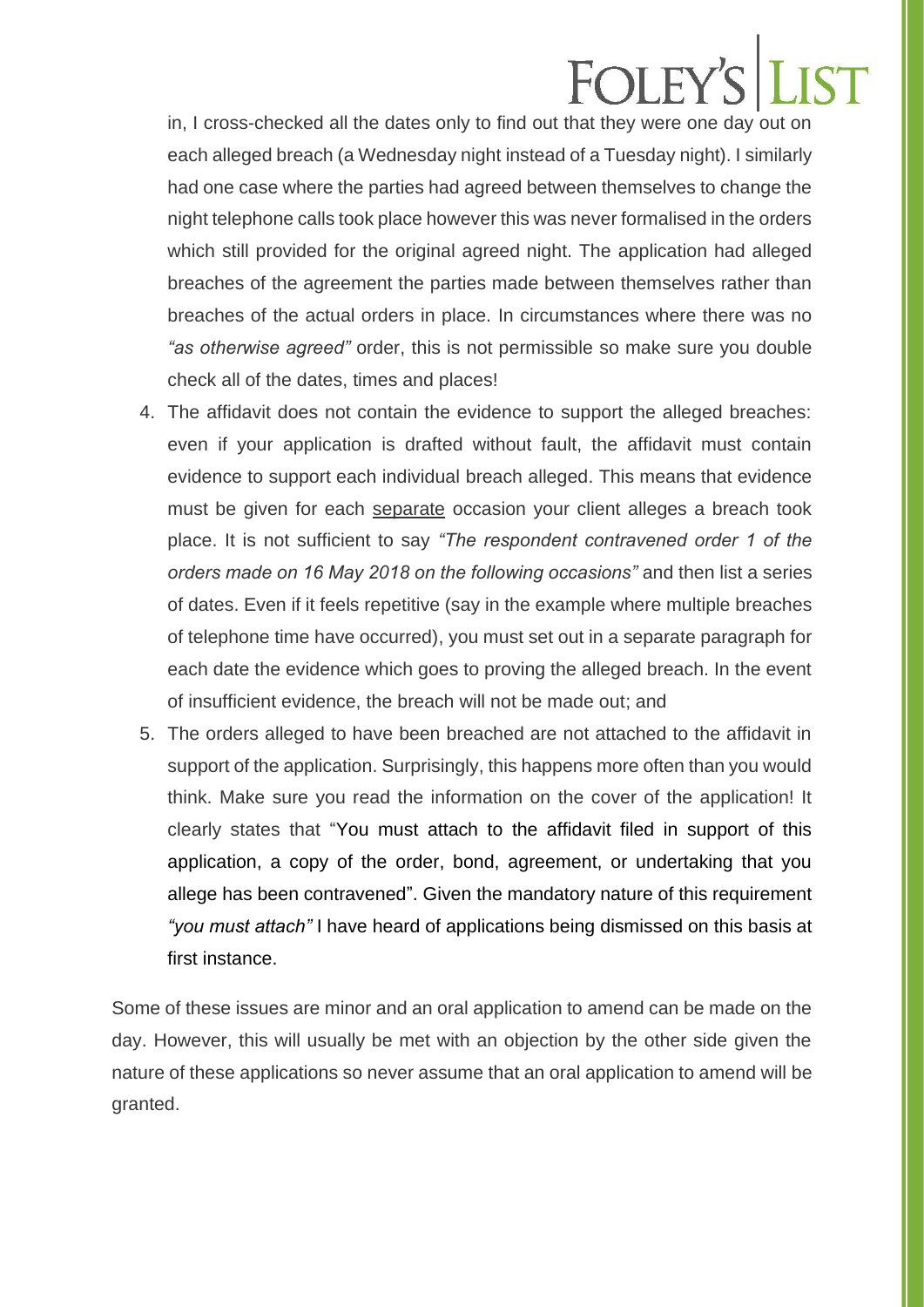in, I cross-checked all the dates only to find out that they were one day out on each alleged breach (a Wednesday night instead of a Tuesday night). I similarly had one case where the parties had agreed between themselves to change the night telephone calls took place however this was never formalised in the orders which still provided for the original agreed night. The application had alleged breaches of the agreement the parties made between themselves rather than breaches of the actual orders in place. In circumstances where there was no *"as otherwise agreed"* order, this is not permissible so make sure you double check all of the dates, times and places!

4. The affidavit does not contain the evidence to support the alleged breaches: even if your application is drafted without fault, the affidavit must contain evidence to support each individual breach alleged. This means that evidence must be given for each <u>separate</u> occasion your client alleges a breach took place. It is not sufficient to say *"The respondent contravened order 1 of the orders made on 16 May 2018 on the following occasions"* and then list a series of dates. Even if it feels repetitive (say in the example where multiple breaches of telephone time have occurred), you must set out in a separate paragraph for each date the evidence which goes to proving the alleged breach. In the event of insufficient evidence, the breach will not be made out; and
5. The orders alleged to have been breached are not attached to the affidavit in support of the application. Surprisingly, this happens more often than you would think. Make sure you read the information on the cover of the application! It clearly states that "You must attach to the affidavit filed in support of this application, a copy of the order, bond, agreement, or undertaking that you allege has been contravened". Given the mandatory nature of this requirement *"you must attach"* I have heard of applications being dismissed on this basis at first instance.

Some of these issues are minor and an oral application to amend can be made on the day. However, this will usually be met with an objection by the other side given the nature of these applications so never assume that an oral application to amend will be granted.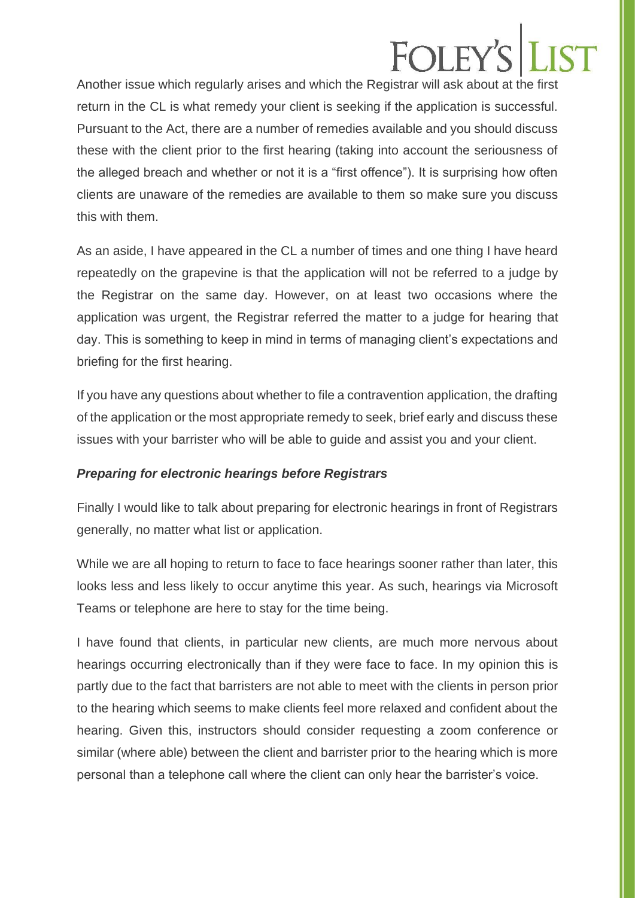Another issue which regularly arises and which the Registrar will ask about at the first return in the CL is what remedy your client is seeking if the application is successful. Pursuant to the Act, there are a number of remedies available and you should discuss these with the client prior to the first hearing (taking into account the seriousness of the alleged breach and whether or not it is a "first offence"). It is surprising how often clients are unaware of the remedies are available to them so make sure you discuss this with them.

As an aside, I have appeared in the CL a number of times and one thing I have heard repeatedly on the grapevine is that the application will not be referred to a judge by the Registrar on the same day. However, on at least two occasions where the application was urgent, the Registrar referred the matter to a judge for hearing that day. This is something to keep in mind in terms of managing client's expectations and briefing for the first hearing.

If you have any questions about whether to file a contravention application, the drafting of the application or the most appropriate remedy to seek, brief early and discuss these issues with your barrister who will be able to guide and assist you and your client.

***Preparing for electronic hearings before Registrars***

Finally I would like to talk about preparing for electronic hearings in front of Registrars generally, no matter what list or application.

While we are all hoping to return to face to face hearings sooner rather than later, this looks less and less likely to occur anytime this year. As such, hearings via Microsoft Teams or telephone are here to stay for the time being.

I have found that clients, in particular new clients, are much more nervous about hearings occurring electronically than if they were face to face. In my opinion this is partly due to the fact that barristers are not able to meet with the clients in person prior to the hearing which seems to make clients feel more relaxed and confident about the hearing. Given this, instructors should consider requesting a zoom conference or similar (where able) between the client and barrister prior to the hearing which is more personal than a telephone call where the client can only hear the barrister's voice.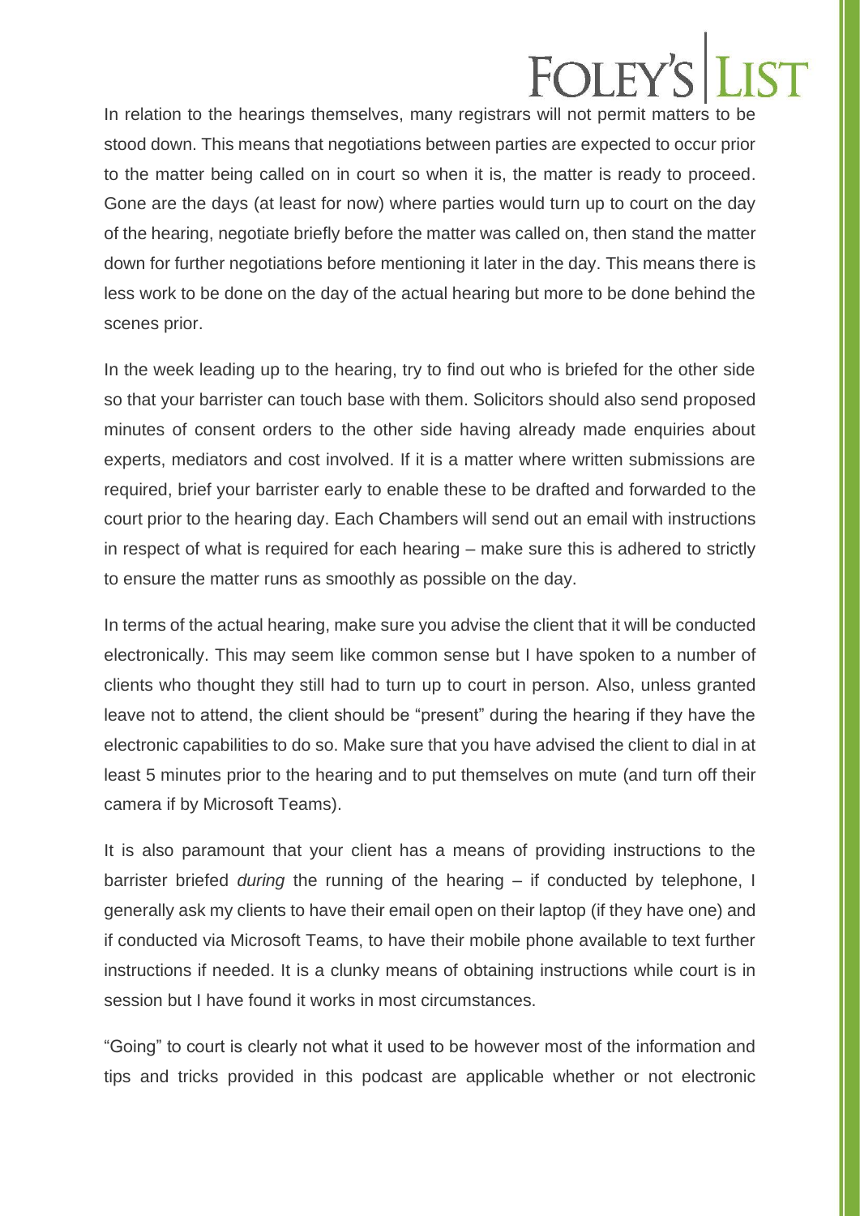In relation to the hearings themselves, many registrars will not permit matters to be stood down. This means that negotiations between parties are expected to occur prior to the matter being called on in court so when it is, the matter is ready to proceed. Gone are the days (at least for now) where parties would turn up to court on the day of the hearing, negotiate briefly before the matter was called on, then stand the matter down for further negotiations before mentioning it later in the day. This means there is less work to be done on the day of the actual hearing but more to be done behind the scenes prior.

In the week leading up to the hearing, try to find out who is briefed for the other side so that your barrister can touch base with them. Solicitors should also send proposed minutes of consent orders to the other side having already made enquiries about experts, mediators and cost involved. If it is a matter where written submissions are required, brief your barrister early to enable these to be drafted and forwarded to the court prior to the hearing day. Each Chambers will send out an email with instructions in respect of what is required for each hearing – make sure this is adhered to strictly to ensure the matter runs as smoothly as possible on the day.

In terms of the actual hearing, make sure you advise the client that it will be conducted electronically. This may seem like common sense but I have spoken to a number of clients who thought they still had to turn up to court in person. Also, unless granted leave not to attend, the client should be "present" during the hearing if they have the electronic capabilities to do so. Make sure that you have advised the client to dial in at least 5 minutes prior to the hearing and to put themselves on mute (and turn off their camera if by Microsoft Teams).

It is also paramount that your client has a means of providing instructions to the barrister briefed *during* the running of the hearing – if conducted by telephone, I generally ask my clients to have their email open on their laptop (if they have one) and if conducted via Microsoft Teams, to have their mobile phone available to text further instructions if needed. It is a clunky means of obtaining instructions while court is in session but I have found it works in most circumstances.

"Going" to court is clearly not what it used to be however most of the information and tips and tricks provided in this podcast are applicable whether or not electronic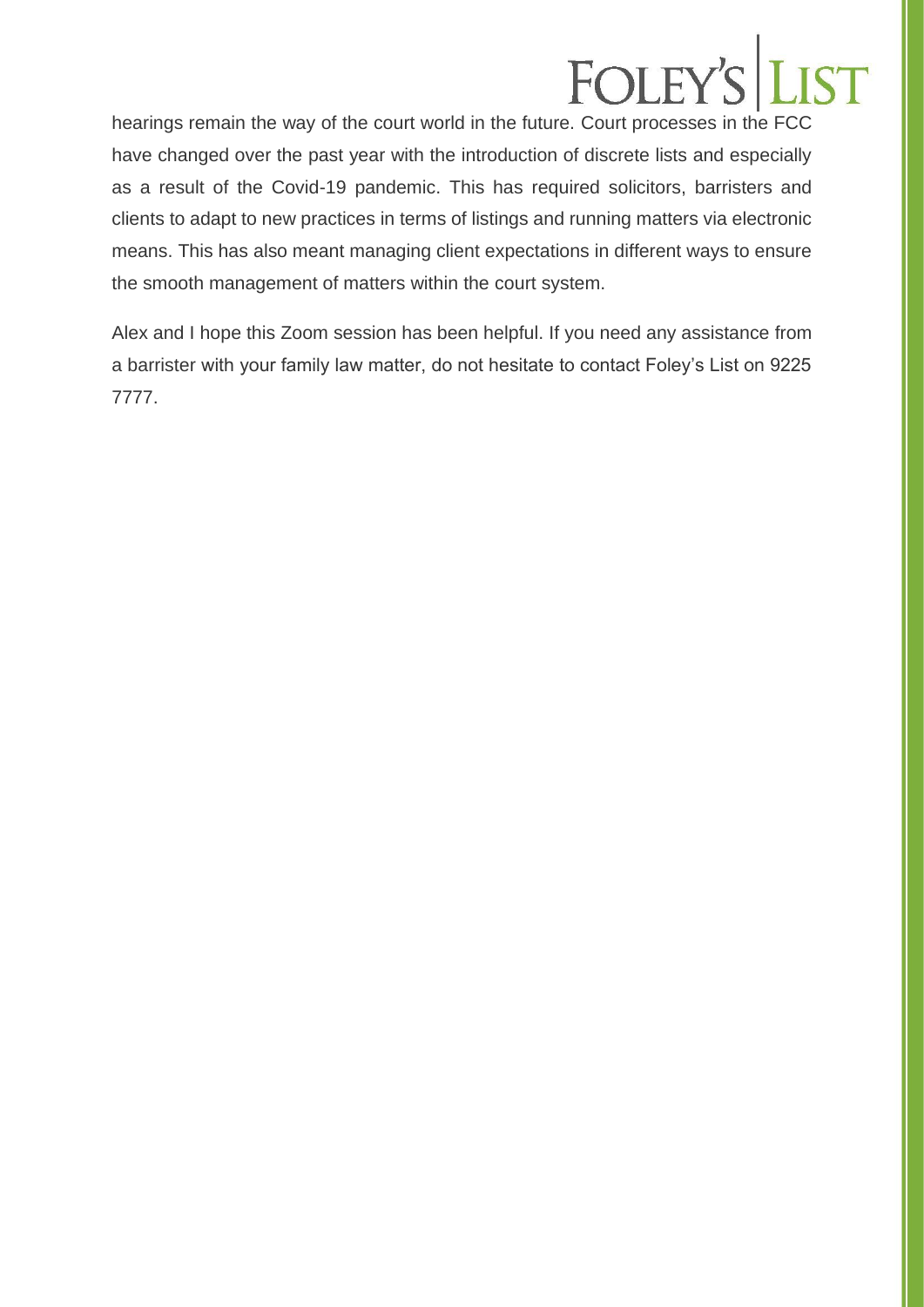hearings remain the way of the court world in the future. Court processes in the FCC have changed over the past year with the introduction of discrete lists and especially as a result of the Covid-19 pandemic. This has required solicitors, barristers and clients to adapt to new practices in terms of listings and running matters via electronic means. This has also meant managing client expectations in different ways to ensure the smooth management of matters within the court system.

Alex and I hope this Zoom session has been helpful. If you need any assistance from a barrister with your family law matter, do not hesitate to contact Foley's List on 9225 7777.